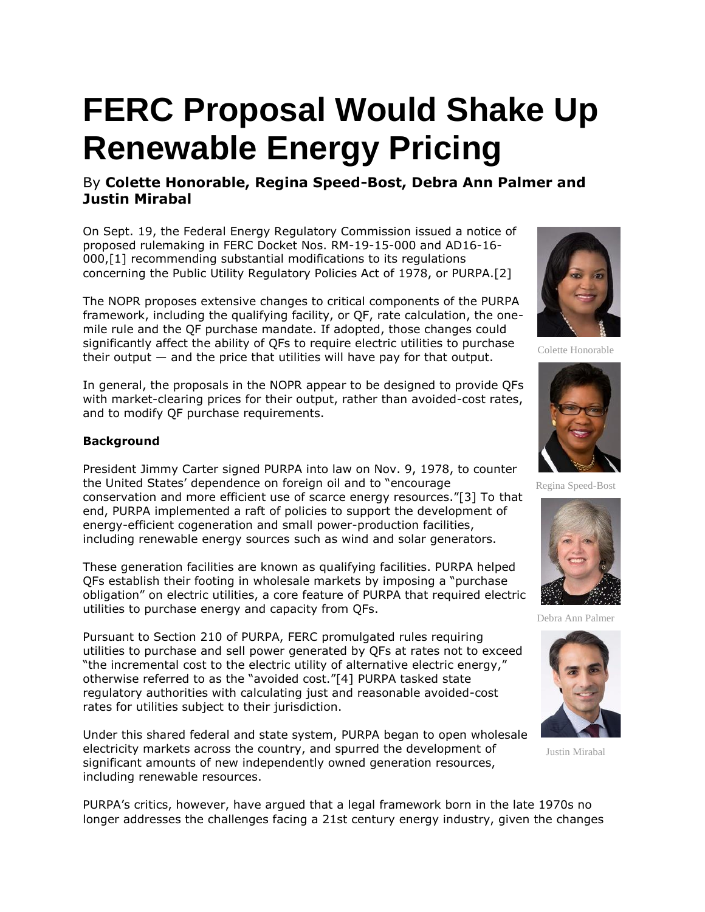# FERC Proposal Would Shake Up Renewable Energy Pricing

By **Colette Honorable, Regina Speed-Bost, Debra Ann Palmer and Justin Mirabal**

On Sept. 19, the Federal Energy Regulatory Commission issued a notice of proposed rulemaking in FERC Docket Nos. RM-19-15-000 and AD16-16-000,[1] recommending substantial modifications to its regulations concerning the Public Utility Regulatory Policies Act of 1978, or PURPA.[2]

Colette Honorable

Regina Speed-Bost

Debra Ann Palmer

Justin Mirabal

The NOPR proposes extensive changes to critical components of the PURPA framework, including the qualifying facility, or QF, rate calculation, the one-mile rule and the QF purchase mandate. If adopted, those changes could significantly affect the ability of QFs to require electric utilities to purchase their output — and the price that utilities will have pay for that output.

In general, the proposals in the NOPR appear to be designed to provide QFs with market-clearing prices for their output, rather than avoided-cost rates, and to modify QF purchase requirements.

**Background**

President Jimmy Carter signed PURPA into law on Nov. 9, 1978, to counter the United States' dependence on foreign oil and to "encourage conservation and more efficient use of scarce energy resources."[3] To that end, PURPA implemented a raft of policies to support the development of energy-efficient cogeneration and small power-production facilities, including renewable energy sources such as wind and solar generators.

These generation facilities are known as qualifying facilities. PURPA helped QFs establish their footing in wholesale markets by imposing a "purchase obligation" on electric utilities, a core feature of PURPA that required electric utilities to purchase energy and capacity from QFs.

Pursuant to Section 210 of PURPA, FERC promulgated rules requiring utilities to purchase and sell power generated by QFs at rates not to exceed "the incremental cost to the electric utility of alternative electric energy," otherwise referred to as the "avoided cost."[4] PURPA tasked state regulatory authorities with calculating just and reasonable avoided-cost rates for utilities subject to their jurisdiction.

Under this shared federal and state system, PURPA began to open wholesale electricity markets across the country, and spurred the development of significant amounts of new independently owned generation resources, including renewable resources.

PURPA's critics, however, have argued that a legal framework born in the late 1970s no longer addresses the challenges facing a 21st century energy industry, given the changes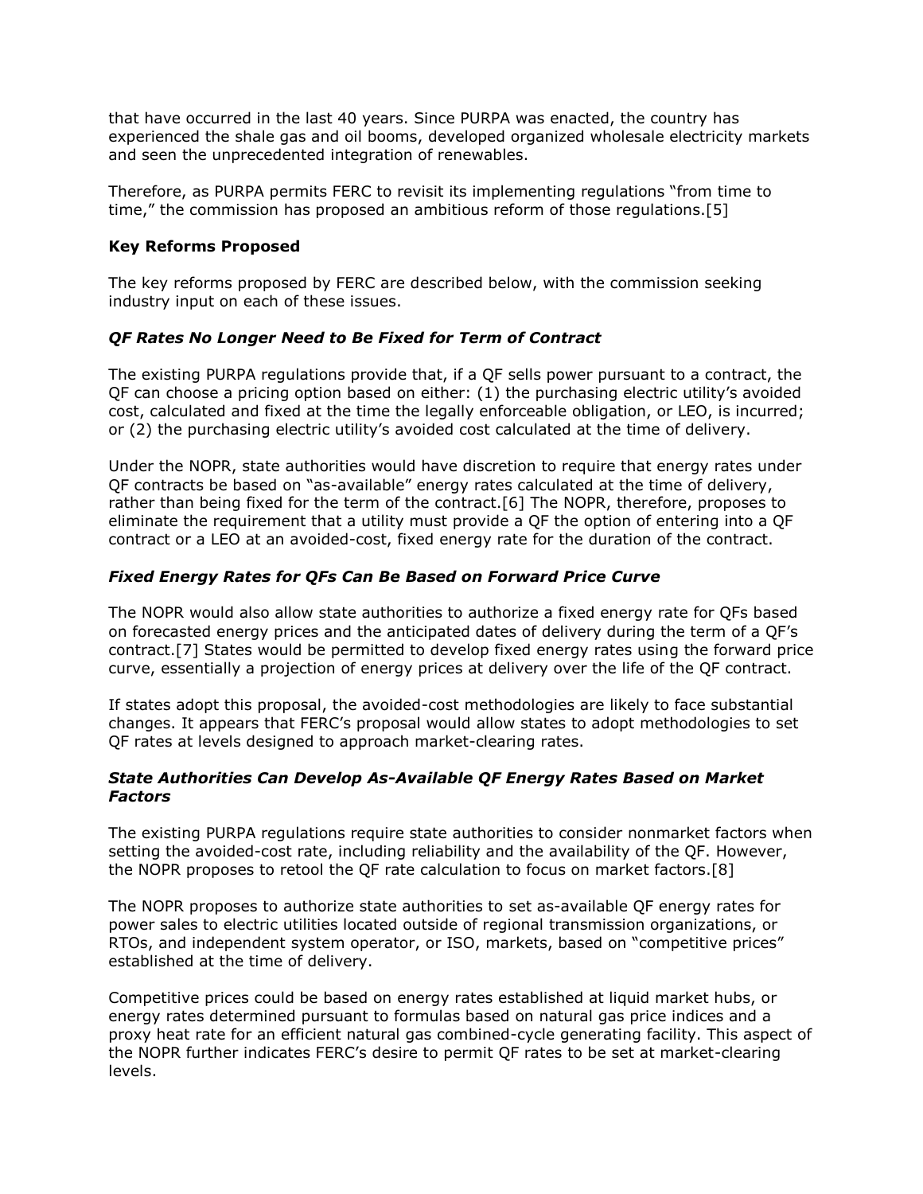that have occurred in the last 40 years. Since PURPA was enacted, the country has experienced the shale gas and oil booms, developed organized wholesale electricity markets and seen the unprecedented integration of renewables.

Therefore, as PURPA permits FERC to revisit its implementing regulations "from time to time," the commission has proposed an ambitious reform of those regulations.[5]

**Key Reforms Proposed**

The key reforms proposed by FERC are described below, with the commission seeking industry input on each of these issues.

***QF Rates No Longer Need to Be Fixed for Term of Contract***

The existing PURPA regulations provide that, if a QF sells power pursuant to a contract, the QF can choose a pricing option based on either: (1) the purchasing electric utility's avoided cost, calculated and fixed at the time the legally enforceable obligation, or LEO, is incurred; or (2) the purchasing electric utility's avoided cost calculated at the time of delivery.

Under the NOPR, state authorities would have discretion to require that energy rates under QF contracts be based on "as-available" energy rates calculated at the time of delivery, rather than being fixed for the term of the contract.[6] The NOPR, therefore, proposes to eliminate the requirement that a utility must provide a QF the option of entering into a QF contract or a LEO at an avoided-cost, fixed energy rate for the duration of the contract.

***Fixed Energy Rates for QFs Can Be Based on Forward Price Curve***

The NOPR would also allow state authorities to authorize a fixed energy rate for QFs based on forecasted energy prices and the anticipated dates of delivery during the term of a QF's contract.[7] States would be permitted to develop fixed energy rates using the forward price curve, essentially a projection of energy prices at delivery over the life of the QF contract.

If states adopt this proposal, the avoided-cost methodologies are likely to face substantial changes. It appears that FERC's proposal would allow states to adopt methodologies to set QF rates at levels designed to approach market-clearing rates.

***State Authorities Can Develop As-Available QF Energy Rates Based on Market Factors***

The existing PURPA regulations require state authorities to consider nonmarket factors when setting the avoided-cost rate, including reliability and the availability of the QF. However, the NOPR proposes to retool the QF rate calculation to focus on market factors.[8]

The NOPR proposes to authorize state authorities to set as-available QF energy rates for power sales to electric utilities located outside of regional transmission organizations, or RTOs, and independent system operator, or ISO, markets, based on "competitive prices" established at the time of delivery.

Competitive prices could be based on energy rates established at liquid market hubs, or energy rates determined pursuant to formulas based on natural gas price indices and a proxy heat rate for an efficient natural gas combined-cycle generating facility. This aspect of the NOPR further indicates FERC's desire to permit QF rates to be set at market-clearing levels.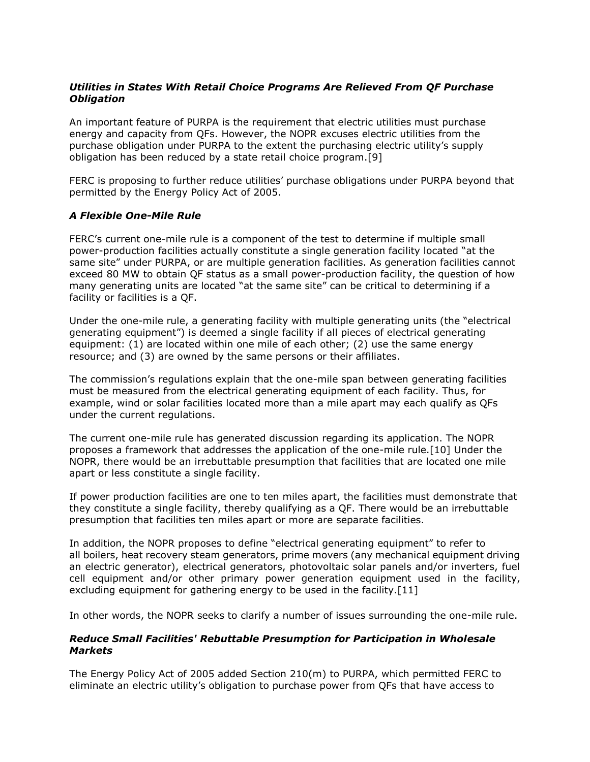### *Utilities in States With Retail Choice Programs Are Relieved From QF Purchase Obligation*

An important feature of PURPA is the requirement that electric utilities must purchase energy and capacity from QFs. However, the NOPR excuses electric utilities from the purchase obligation under PURPA to the extent the purchasing electric utility's supply obligation has been reduced by a state retail choice program.[9]

FERC is proposing to further reduce utilities' purchase obligations under PURPA beyond that permitted by the Energy Policy Act of 2005.

### *A Flexible One-Mile Rule*

FERC's current one-mile rule is a component of the test to determine if multiple small power-production facilities actually constitute a single generation facility located "at the same site" under PURPA, or are multiple generation facilities. As generation facilities cannot exceed 80 MW to obtain QF status as a small power-production facility, the question of how many generating units are located "at the same site" can be critical to determining if a facility or facilities is a QF.

Under the one-mile rule, a generating facility with multiple generating units (the "electrical generating equipment") is deemed a single facility if all pieces of electrical generating equipment: (1) are located within one mile of each other; (2) use the same energy resource; and (3) are owned by the same persons or their affiliates.

The commission's regulations explain that the one-mile span between generating facilities must be measured from the electrical generating equipment of each facility. Thus, for example, wind or solar facilities located more than a mile apart may each qualify as QFs under the current regulations.

The current one-mile rule has generated discussion regarding its application. The NOPR proposes a framework that addresses the application of the one-mile rule.[10] Under the NOPR, there would be an irrebuttable presumption that facilities that are located one mile apart or less constitute a single facility.

If power production facilities are one to ten miles apart, the facilities must demonstrate that they constitute a single facility, thereby qualifying as a QF. There would be an irrebuttable presumption that facilities ten miles apart or more are separate facilities.

In addition, the NOPR proposes to define "electrical generating equipment" to refer to all boilers, heat recovery steam generators, prime movers (any mechanical equipment driving an electric generator), electrical generators, photovoltaic solar panels and/or inverters, fuel cell equipment and/or other primary power generation equipment used in the facility, excluding equipment for gathering energy to be used in the facility.[11]

In other words, the NOPR seeks to clarify a number of issues surrounding the one-mile rule.

### *Reduce Small Facilities' Rebuttable Presumption for Participation in Wholesale Markets*

The Energy Policy Act of 2005 added Section 210(m) to PURPA, which permitted FERC to eliminate an electric utility's obligation to purchase power from QFs that have access to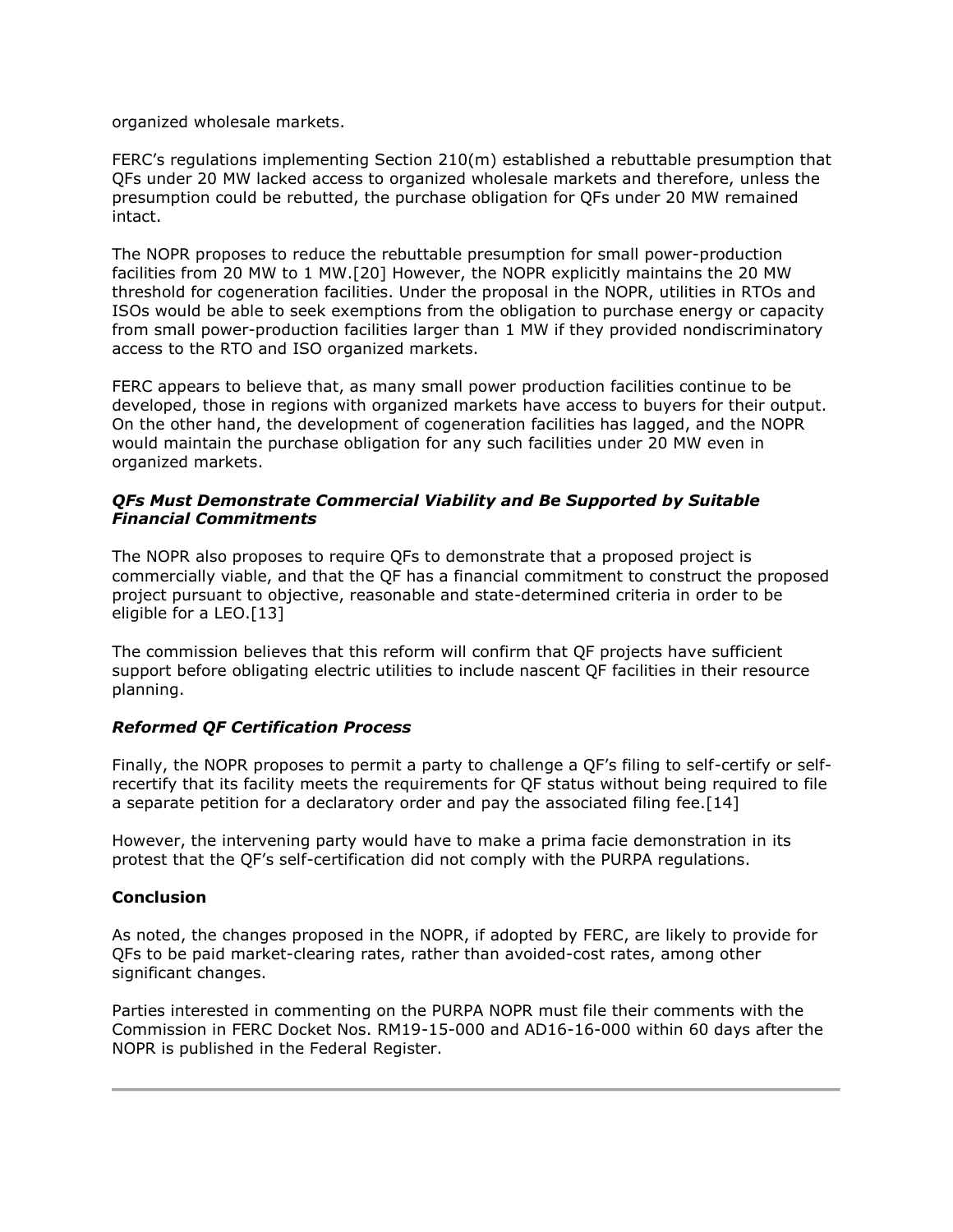organized wholesale markets.

FERC's regulations implementing Section 210(m) established a rebuttable presumption that QFs under 20 MW lacked access to organized wholesale markets and therefore, unless the presumption could be rebutted, the purchase obligation for QFs under 20 MW remained intact.

The NOPR proposes to reduce the rebuttable presumption for small power-production facilities from 20 MW to 1 MW.[20] However, the NOPR explicitly maintains the 20 MW threshold for cogeneration facilities. Under the proposal in the NOPR, utilities in RTOs and ISOs would be able to seek exemptions from the obligation to purchase energy or capacity from small power-production facilities larger than 1 MW if they provided nondiscriminatory access to the RTO and ISO organized markets.

FERC appears to believe that, as many small power production facilities continue to be developed, those in regions with organized markets have access to buyers for their output. On the other hand, the development of cogeneration facilities has lagged, and the NOPR would maintain the purchase obligation for any such facilities under 20 MW even in organized markets.

### *QFs Must Demonstrate Commercial Viability and Be Supported by Suitable Financial Commitments*

The NOPR also proposes to require QFs to demonstrate that a proposed project is commercially viable, and that the QF has a financial commitment to construct the proposed project pursuant to objective, reasonable and state-determined criteria in order to be eligible for a LEO.[13]

The commission believes that this reform will confirm that QF projects have sufficient support before obligating electric utilities to include nascent QF facilities in their resource planning.

### *Reformed QF Certification Process*

Finally, the NOPR proposes to permit a party to challenge a QF's filing to self-certify or self-recertify that its facility meets the requirements for QF status without being required to file a separate petition for a declaratory order and pay the associated filing fee.[14]

However, the intervening party would have to make a prima facie demonstration in its protest that the QF's self-certification did not comply with the PURPA regulations.

### **Conclusion**

As noted, the changes proposed in the NOPR, if adopted by FERC, are likely to provide for QFs to be paid market-clearing rates, rather than avoided-cost rates, among other significant changes.

Parties interested in commenting on the PURPA NOPR must file their comments with the Commission in FERC Docket Nos. RM19-15-000 and AD16-16-000 within 60 days after the NOPR is published in the Federal Register.

---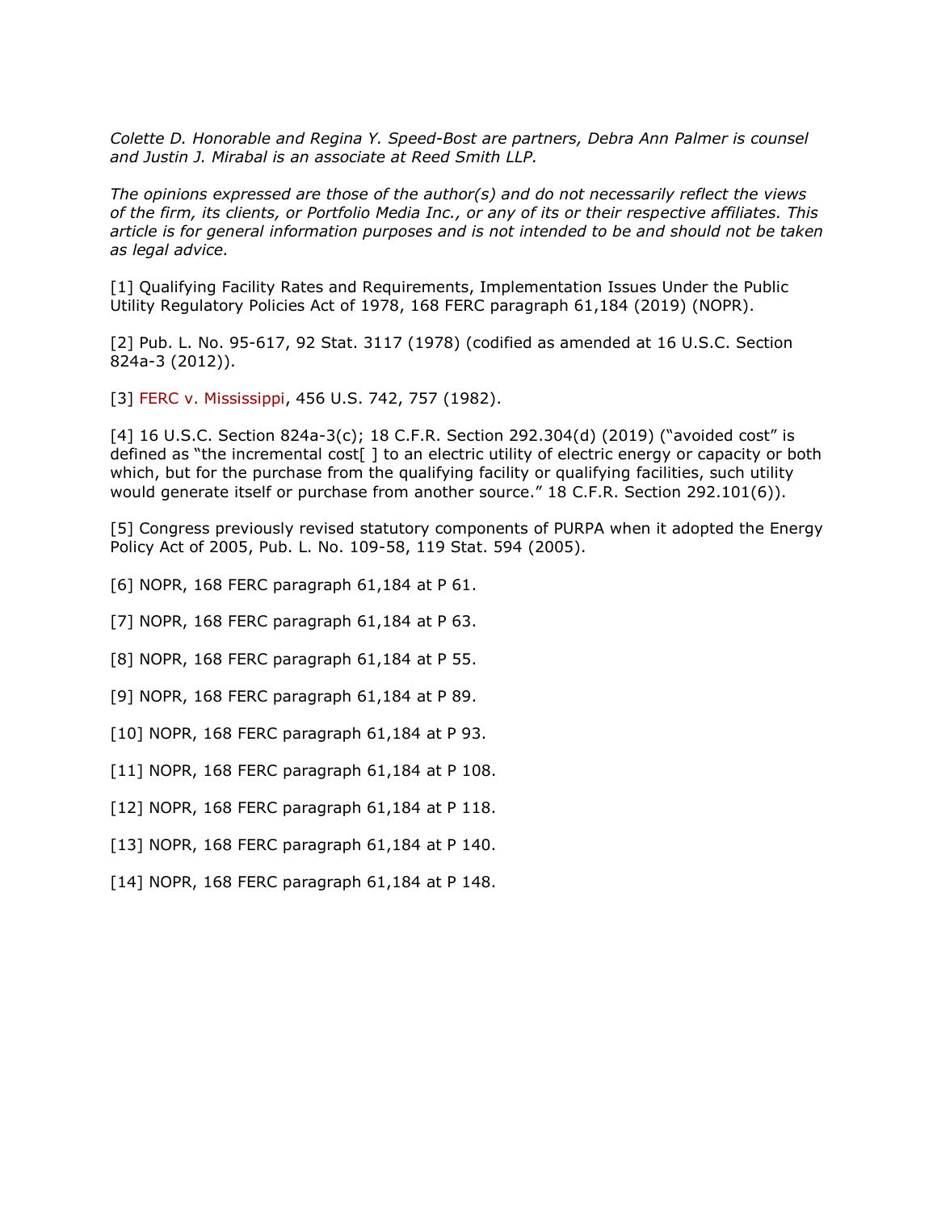*Colette D. Honorable and Regina Y. Speed-Bost are partners, Debra Ann Palmer is counsel and Justin J. Mirabal is an associate at Reed Smith LLP.*

*The opinions expressed are those of the author(s) and do not necessarily reflect the views of the firm, its clients, or Portfolio Media Inc., or any of its or their respective affiliates. This article is for general information purposes and is not intended to be and should not be taken as legal advice.*

[1] Qualifying Facility Rates and Requirements, Implementation Issues Under the Public Utility Regulatory Policies Act of 1978, 168 FERC paragraph 61,184 (2019) (NOPR).

[2] Pub. L. No. 95-617, 92 Stat. 3117 (1978) (codified as amended at 16 U.S.C. Section 824a-3 (2012)).

[3] FERC v. Mississippi, 456 U.S. 742, 757 (1982).

[4] 16 U.S.C. Section 824a-3(c); 18 C.F.R. Section 292.304(d) (2019) ("avoided cost" is defined as "the incremental cost[ ] to an electric utility of electric energy or capacity or both which, but for the purchase from the qualifying facility or qualifying facilities, such utility would generate itself or purchase from another source." 18 C.F.R. Section 292.101(6)).

[5] Congress previously revised statutory components of PURPA when it adopted the Energy Policy Act of 2005, Pub. L. No. 109-58, 119 Stat. 594 (2005).

[6] NOPR, 168 FERC paragraph 61,184 at P 61.

[7] NOPR, 168 FERC paragraph 61,184 at P 63.

[8] NOPR, 168 FERC paragraph 61,184 at P 55.

[9] NOPR, 168 FERC paragraph 61,184 at P 89.

[10] NOPR, 168 FERC paragraph 61,184 at P 93.

[11] NOPR, 168 FERC paragraph 61,184 at P 108.

[12] NOPR, 168 FERC paragraph 61,184 at P 118.

[13] NOPR, 168 FERC paragraph 61,184 at P 140.

[14] NOPR, 168 FERC paragraph 61,184 at P 148.